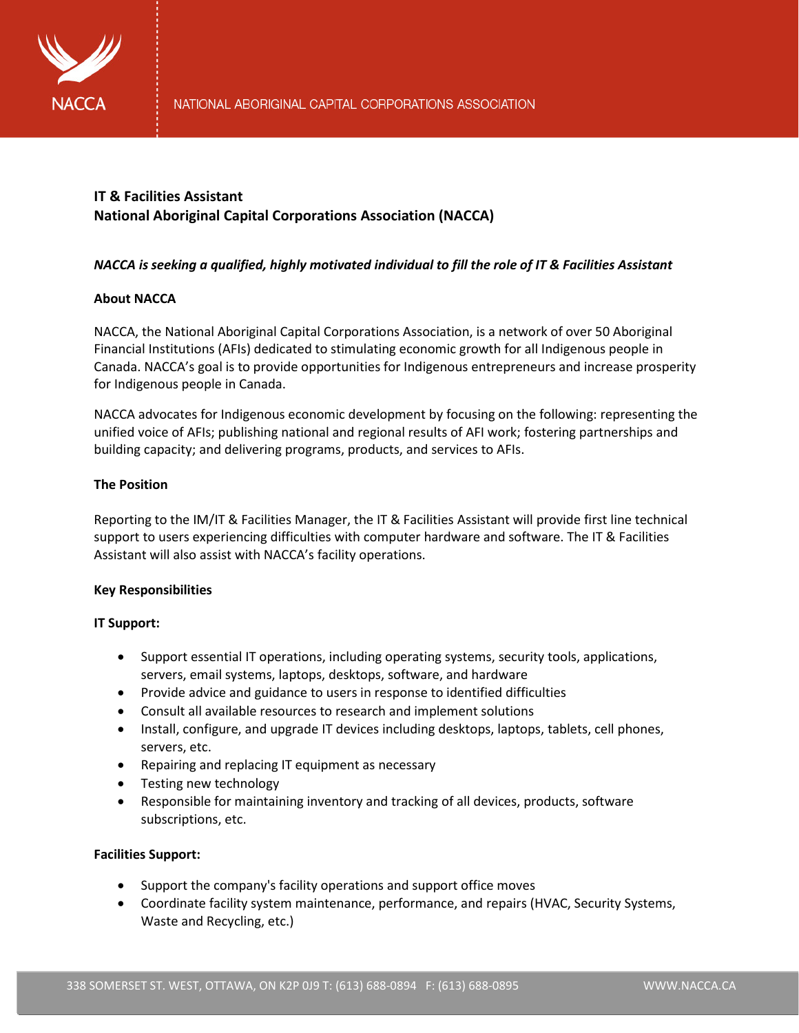# IT & Facilities Assistant
# National Aboriginal Capital Corporations Association (NACCA)

***NACCA is seeking a qualified, highly motivated individual to fill the role of IT & Facilities Assistant***

## About NACCA

NACCA, the National Aboriginal Capital Corporations Association, is a network of over 50 Aboriginal Financial Institutions (AFIs) dedicated to stimulating economic growth for all Indigenous people in Canada. NACCA's goal is to provide opportunities for Indigenous entrepreneurs and increase prosperity for Indigenous people in Canada.

NACCA advocates for Indigenous economic development by focusing on the following: representing the unified voice of AFIs; publishing national and regional results of AFI work; fostering partnerships and building capacity; and delivering programs, products, and services to AFIs.

## The Position

Reporting to the IM/IT & Facilities Manager, the IT & Facilities Assistant will provide first line technical support to users experiencing difficulties with computer hardware and software. The IT & Facilities Assistant will also assist with NACCA's facility operations.

## Key Responsibilities

### IT Support:

- Support essential IT operations, including operating systems, security tools, applications, servers, email systems, laptops, desktops, software, and hardware
- Provide advice and guidance to users in response to identified difficulties
- Consult all available resources to research and implement solutions
- Install, configure, and upgrade IT devices including desktops, laptops, tablets, cell phones, servers, etc.
- Repairing and replacing IT equipment as necessary
- Testing new technology
- Responsible for maintaining inventory and tracking of all devices, products, software subscriptions, etc.

### Facilities Support:

- Support the company's facility operations and support office moves
- Coordinate facility system maintenance, performance, and repairs (HVAC, Security Systems, Waste and Recycling, etc.)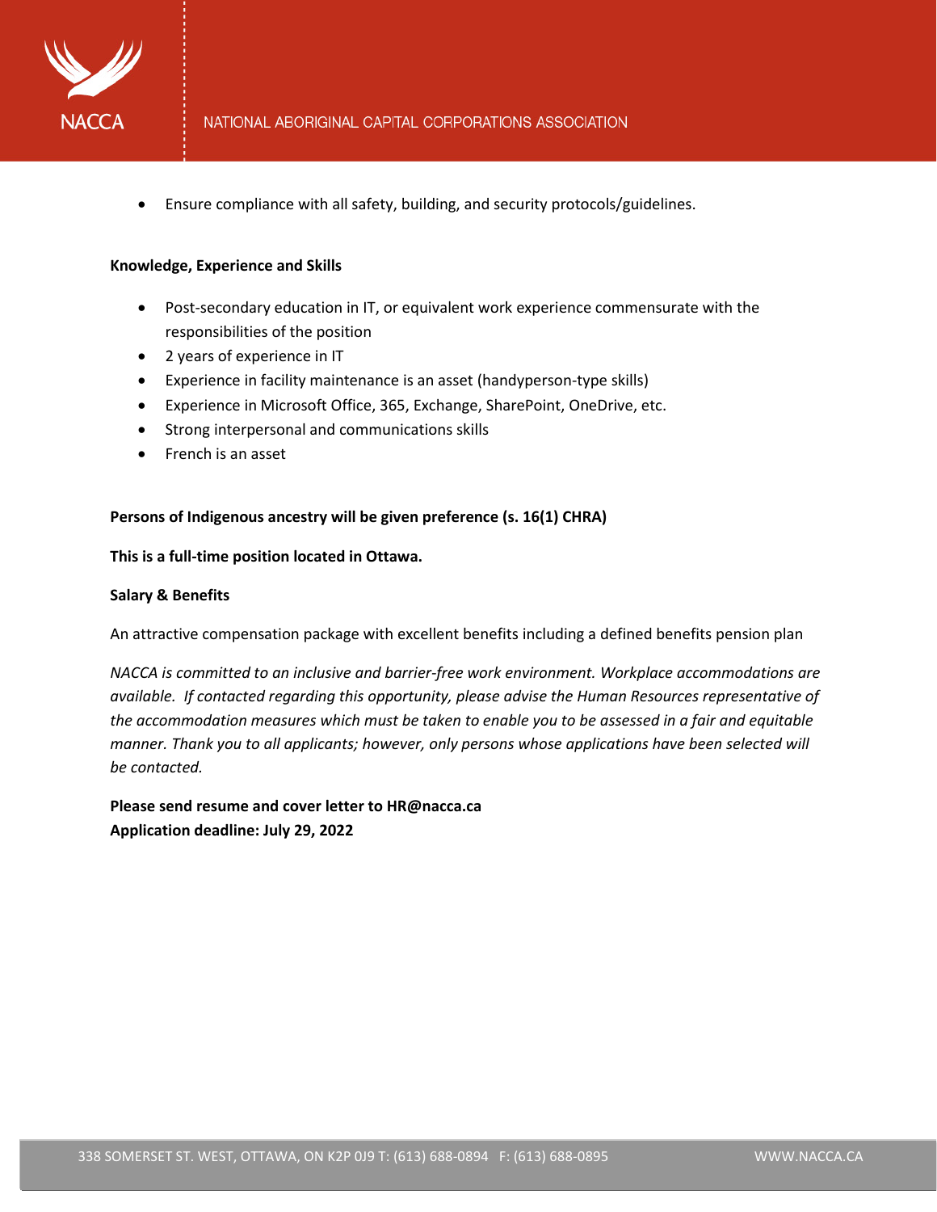- Ensure compliance with all safety, building, and security protocols/guidelines.

**Knowledge, Experience and Skills**

- Post-secondary education in IT, or equivalent work experience commensurate with the responsibilities of the position
- 2 years of experience in IT
- Experience in facility maintenance is an asset (handyperson-type skills)
- Experience in Microsoft Office, 365, Exchange, SharePoint, OneDrive, etc.
- Strong interpersonal and communications skills
- French is an asset

**Persons of Indigenous ancestry will be given preference (s. 16(1) CHRA)**

**This is a full-time position located in Ottawa.**

**Salary & Benefits**

An attractive compensation package with excellent benefits including a defined benefits pension plan

*NACCA is committed to an inclusive and barrier-free work environment. Workplace accommodations are available. If contacted regarding this opportunity, please advise the Human Resources representative of the accommodation measures which must be taken to enable you to be assessed in a fair and equitable manner. Thank you to all applicants; however, only persons whose applications have been selected will be contacted.*

**Please send resume and cover letter to HR@nacca.ca**
**Application deadline: July 29, 2022**